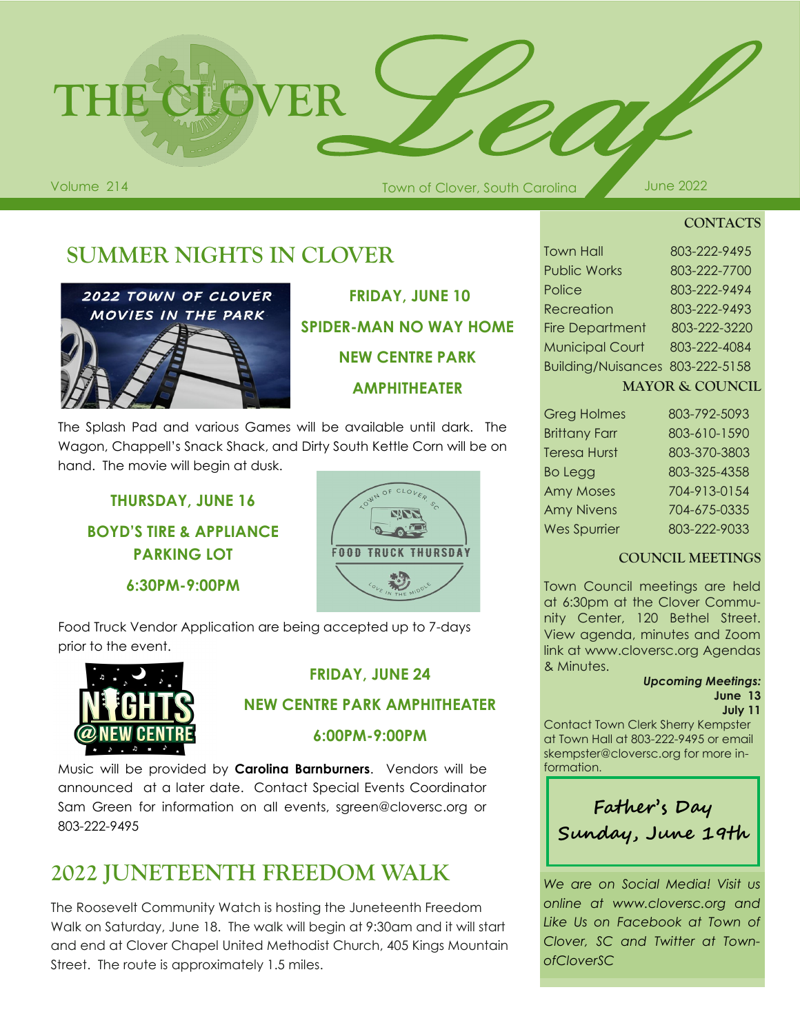# THE CLOVER *Leaf*

Volume 214 — Town of Clover, South Carolina — June 2022

## SUMMER NIGHTS IN CLOVER

2022 TOWN OF CLOVER MOVIES IN THE PARK

**FRIDAY, JUNE 10**

**SPIDER-MAN NO WAY HOME**

**NEW CENTRE PARK AMPHITHEATER**

The Splash Pad and various Games will be available until dark. The Wagon, Chappell's Snack Shack, and Dirty South Kettle Corn will be on hand. The movie will begin at dusk.

**THURSDAY, JUNE 16**

**BOYD'S TIRE & APPLIANCE PARKING LOT**

**6:30PM-9:00PM**

TOWN OF CLOVER, SC — FOOD TRUCK THURSDAY — LOVE IN THE MIDDLE

Food Truck Vendor Application are being accepted up to 7-days prior to the event.

NIGHTS @ NEW CENTRE

**FRIDAY, JUNE 24**

**NEW CENTRE PARK AMPHITHEATER**

**6:00PM-9:00PM**

Music will be provided by **Carolina Barnburners**. Vendors will be announced at a later date. Contact Special Events Coordinator Sam Green for information on all events, sgreen@cloversc.org or 803-222-9495

## 2022 JUNETEENTH FREEDOM WALK

The Roosevelt Community Watch is hosting the Juneteenth Freedom Walk on Saturday, June 18. The walk will begin at 9:30am and it will start and end at Clover Chapel United Methodist Church, 405 Kings Mountain Street. The route is approximately 1.5 miles.

### CONTACTS

| | |
|---|---|
| Town Hall | 803-222-9495 |
| Public Works | 803-222-7700 |
| Police | 803-222-9494 |
| Recreation | 803-222-9493 |
| Fire Department | 803-222-3220 |
| Municipal Court | 803-222-4084 |
| Building/Nuisances | 803-222-5158 |

### MAYOR & COUNCIL

| | |
|---|---|
| Greg Holmes | 803-792-5093 |
| Brittany Farr | 803-610-1590 |
| Teresa Hurst | 803-370-3803 |
| Bo Legg | 803-325-4358 |
| Amy Moses | 704-913-0154 |
| Amy Nivens | 704-675-0335 |
| Wes Spurrier | 803-222-9033 |

### COUNCIL MEETINGS

Town Council meetings are held at 6:30pm at the Clover Community Center, 120 Bethel Street. View agenda, minutes and Zoom link at www.cloversc.org Agendas & Minutes.

***Upcoming Meetings:***
**June 13**
**July 11**

Contact Town Clerk Sherry Kempster at Town Hall at 803-222-9495 or email skempster@cloversc.org for more information.

**Father's Day**
**Sunday, June 19th**

*We are on Social Media! Visit us online at www.cloversc.org and Like Us on Facebook at Town of Clover, SC and Twitter at TownofCloverSC*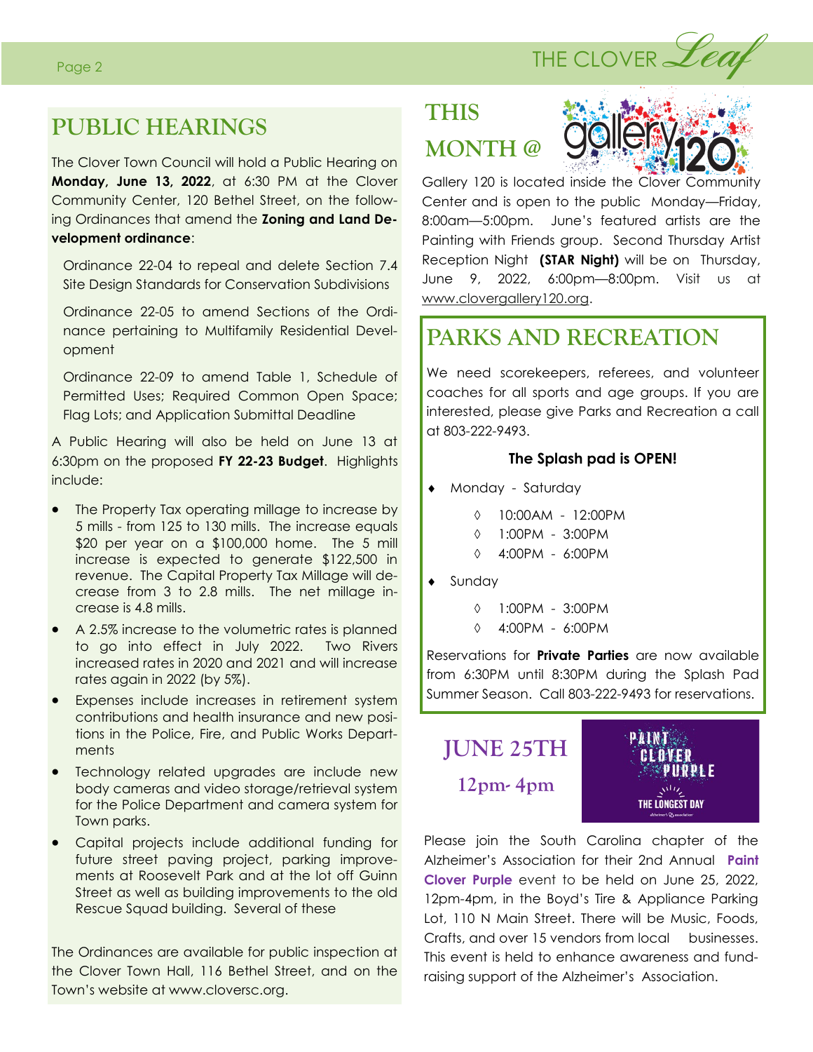## PUBLIC HEARINGS

The Clover Town Council will hold a Public Hearing on **Monday, June 13, 2022**, at 6:30 PM at the Clover Community Center, 120 Bethel Street, on the following Ordinances that amend the **Zoning and Land Development ordinance**:

Ordinance 22-04 to repeal and delete Section 7.4 Site Design Standards for Conservation Subdivisions

Ordinance 22-05 to amend Sections of the Ordinance pertaining to Multifamily Residential Development

Ordinance 22-09 to amend Table 1, Schedule of Permitted Uses; Required Common Open Space; Flag Lots; and Application Submittal Deadline

A Public Hearing will also be held on June 13 at 6:30pm on the proposed **FY 22-23 Budget**. Highlights include:

- The Property Tax operating millage to increase by 5 mills - from 125 to 130 mills. The increase equals $20 per year on a $100,000 home. The 5 mill increase is expected to generate $122,500 in revenue. The Capital Property Tax Millage will decrease from 3 to 2.8 mills. The net millage increase is 4.8 mills.
- A 2.5% increase to the volumetric rates is planned to go into effect in July 2022. Two Rivers increased rates in 2020 and 2021 and will increase rates again in 2022 (by 5%).
- Expenses include increases in retirement system contributions and health insurance and new positions in the Police, Fire, and Public Works Departments
- Technology related upgrades are include new body cameras and video storage/retrieval system for the Police Department and camera system for Town parks.
- Capital projects include additional funding for future street paving project, parking improvements at Roosevelt Park and at the lot off Guinn Street as well as building improvements to the old Rescue Squad building. Several of these

The Ordinances are available for public inspection at the Clover Town Hall, 116 Bethel Street, and on the Town's website at www.cloversc.org.

## THIS MONTH @ gallery120

Gallery 120 is located inside the Clover Community Center and is open to the public Monday—Friday, 8:00am—5:00pm. June's featured artists are the Painting with Friends group. Second Thursday Artist Reception Night **(STAR Night)** will be on Thursday, June 9, 2022, 6:00pm—8:00pm. Visit us at www.clovergallery120.org.

## PARKS AND RECREATION

We need scorekeepers, referees, and volunteer coaches for all sports and age groups. If you are interested, please give Parks and Recreation a call at 803-222-9493.

**The Splash pad is OPEN!**

- Monday - Saturday
  - 10:00AM - 12:00PM
  - 1:00PM - 3:00PM
  - 4:00PM - 6:00PM
- Sunday
  - 1:00PM - 3:00PM
  - 4:00PM - 6:00PM

Reservations for **Private Parties** are now available from 6:30PM until 8:30PM during the Splash Pad Summer Season. Call 803-222-9493 for reservations.

## JUNE 25TH

### 12pm- 4pm

PAINT CLOVER PURPLE
THE LONGEST DAY

Please join the South Carolina chapter of the Alzheimer's Association for their 2nd Annual **Paint Clover Purple** event to be held on June 25, 2022, 12pm-4pm, in the Boyd's Tire & Appliance Parking Lot, 110 N Main Street. There will be Music, Foods, Crafts, and over 15 vendors from local businesses. This event is held to enhance awareness and fundraising support of the Alzheimer's Association.